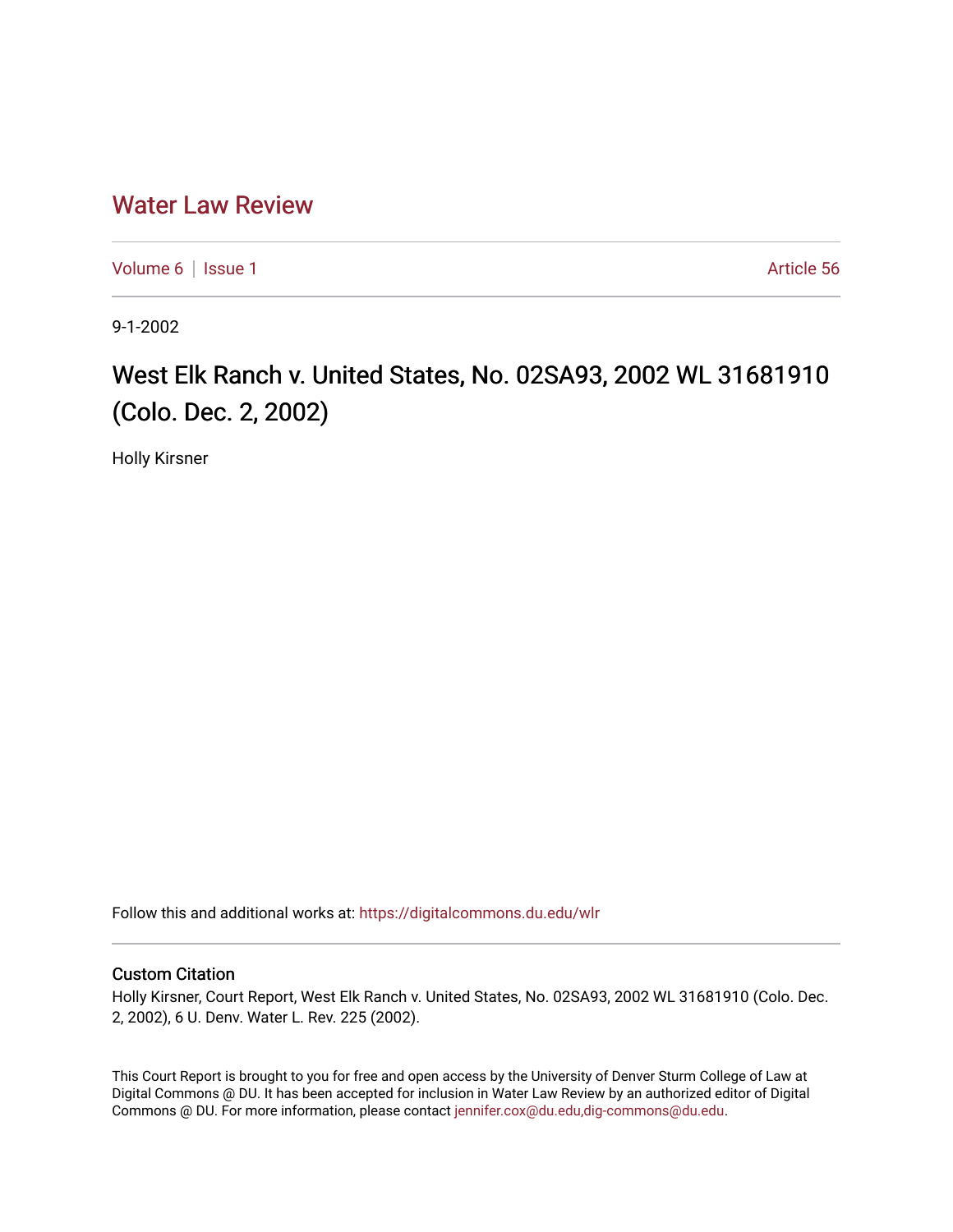# Water Law Review

Volume 6 | Issue 1 Article 56

9-1-2002

## West Elk Ranch v. United States, No. 02SA93, 2002 WL 31681910 (Colo. Dec. 2, 2002)

Holly Kirsner

Follow this and additional works at: https://digitalcommons.du.edu/wlr

### Custom Citation

Holly Kirsner, Court Report, West Elk Ranch v. United States, No. 02SA93, 2002 WL 31681910 (Colo. Dec. 2, 2002), 6 U. Denv. Water L. Rev. 225 (2002).

This Court Report is brought to you for free and open access by the University of Denver Sturm College of Law at Digital Commons @ DU. It has been accepted for inclusion in Water Law Review by an authorized editor of Digital Commons @ DU. For more information, please contact jennifer.cox@du.edu,dig-commons@du.edu.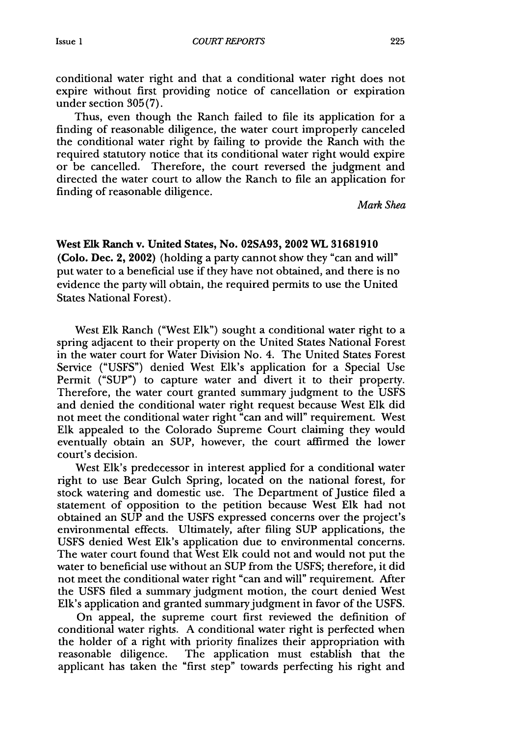conditional water right and that a conditional water right does not expire without first providing notice of cancellation or expiration under section 305(7).

Thus, even though the Ranch failed to file its application for a finding of reasonable diligence, the water court improperly canceled the conditional water right by failing to provide the Ranch with the required statutory notice that its conditional water right would expire or be cancelled. Therefore, the court reversed the judgment and directed the water court to allow the Ranch to file an application for finding of reasonable diligence.

*Mark Shea*

**West Elk Ranch v. United States, No. 02SA93, 2002 WL 31681910 (Colo. Dec. 2, 2002)** (holding a party cannot show they "can and will" put water to a beneficial use if they have not obtained, and there is no evidence the party will obtain, the required permits to use the United States National Forest).

West Elk Ranch ("West Elk") sought a conditional water right to a spring adjacent to their property on the United States National Forest in the water court for Water Division No. 4. The United States Forest Service ("USFS") denied West Elk's application for a Special Use Permit ("SUP") to capture water and divert it to their property. Therefore, the water court granted summary judgment to the USFS and denied the conditional water right request because West Elk did not meet the conditional water right "can and will" requirement. West Elk appealed to the Colorado Supreme Court claiming they would eventually obtain an SUP, however, the court affirmed the lower court's decision.

West Elk's predecessor in interest applied for a conditional water right to use Bear Gulch Spring, located on the national forest, for stock watering and domestic use. The Department of Justice filed a statement of opposition to the petition because West Elk had not obtained an SUP and the USFS expressed concerns over the project's environmental effects. Ultimately, after filing SUP applications, the USFS denied West Elk's application due to environmental concerns. The water court found that West Elk could not and would not put the water to beneficial use without an SUP from the USFS; therefore, it did not meet the conditional water right "can and will" requirement. After the USFS filed a summary judgment motion, the court denied West Elk's application and granted summary judgment in favor of the USFS.

On appeal, the supreme court first reviewed the definition of conditional water rights. A conditional water right is perfected when the holder of a right with priority finalizes their appropriation with reasonable diligence. The application must establish that the applicant has taken the "first step" towards perfecting his right and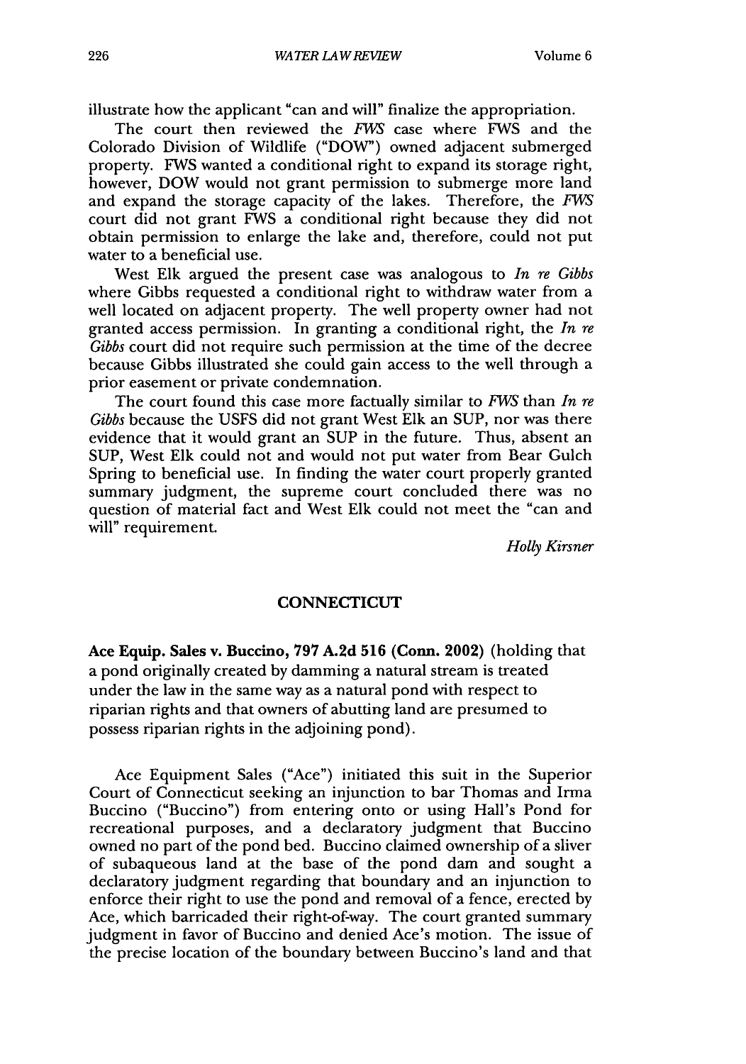illustrate how the applicant "can and will" finalize the appropriation.

The court then reviewed the *FWS* case where FWS and the Colorado Division of Wildlife ("DOW") owned adjacent submerged property. FWS wanted a conditional right to expand its storage right, however, DOW would not grant permission to submerge more land and expand the storage capacity of the lakes. Therefore, the *FWS* court did not grant FWS a conditional right because they did not obtain permission to enlarge the lake and, therefore, could not put water to a beneficial use.

West Elk argued the present case was analogous to *In re Gibbs* where Gibbs requested a conditional right to withdraw water from a well located on adjacent property. The well property owner had not granted access permission. In granting a conditional right, the *In re Gibbs* court did not require such permission at the time of the decree because Gibbs illustrated she could gain access to the well through a prior easement or private condemnation.

The court found this case more factually similar to *FWS* than *In re Gibbs* because the USFS did not grant West Elk an SUP, nor was there evidence that it would grant an SUP in the future. Thus, absent an SUP, West Elk could not and would not put water from Bear Gulch Spring to beneficial use. In finding the water court properly granted summary judgment, the supreme court concluded there was no question of material fact and West Elk could not meet the "can and will" requirement.

*Holly Kirsner*

## CONNECTICUT

**Ace Equip. Sales v. Buccino, 797 A.2d 516 (Conn. 2002)** (holding that a pond originally created by damming a natural stream is treated under the law in the same way as a natural pond with respect to riparian rights and that owners of abutting land are presumed to possess riparian rights in the adjoining pond).

Ace Equipment Sales ("Ace") initiated this suit in the Superior Court of Connecticut seeking an injunction to bar Thomas and Irma Buccino ("Buccino") from entering onto or using Hall's Pond for recreational purposes, and a declaratory judgment that Buccino owned no part of the pond bed. Buccino claimed ownership of a sliver of subaqueous land at the base of the pond dam and sought a declaratory judgment regarding that boundary and an injunction to enforce their right to use the pond and removal of a fence, erected by Ace, which barricaded their right-of-way. The court granted summary judgment in favor of Buccino and denied Ace's motion. The issue of the precise location of the boundary between Buccino's land and that